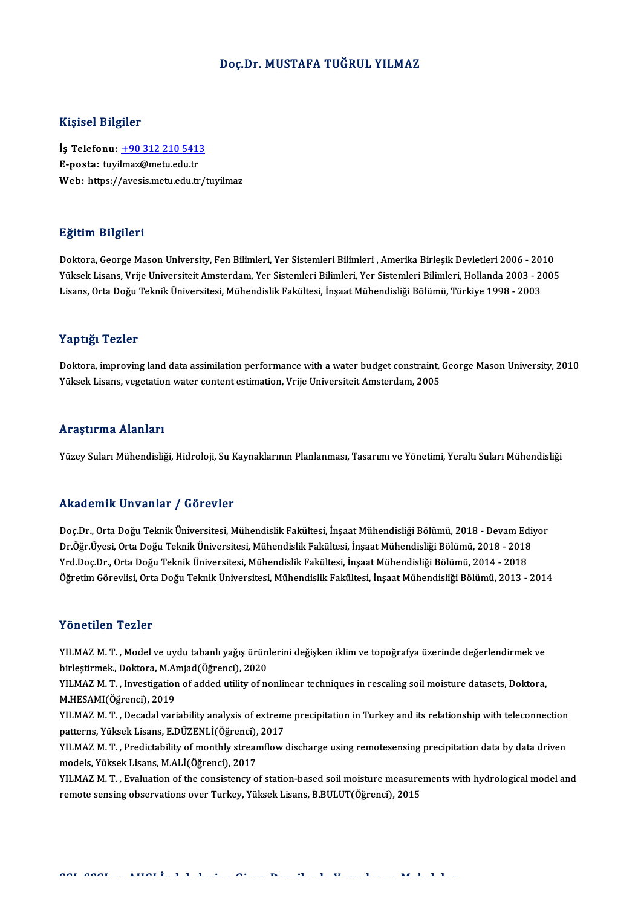# Doç.Dr. MUSTAFA TUĞRUL YILMAZ

## Kişisel Bilgiler

**İş Telefonu:** +90 312 210 5413
**E-posta:** tuyilmaz@metu.edu.tr
**Web:** https://avesis.metu.edu.tr/tuyilmaz

## Eğitim Bilgileri

Doktora, George Mason University, Fen Bilimleri, Yer Sistemleri Bilimleri , Amerika Birleşik Devletleri 2006 - 2010
Yüksek Lisans, Vrije Universiteit Amsterdam, Yer Sistemleri Bilimleri, Yer Sistemleri Bilimleri, Hollanda 2003 - 2005
Lisans, Orta Doğu Teknik Üniversitesi, Mühendislik Fakültesi, İnşaat Mühendisliği Bölümü, Türkiye 1998 - 2003

## Yaptığı Tezler

Doktora, improving land data assimilation performance with a water budget constraint, George Mason University, 2010
Yüksek Lisans, vegetation water content estimation, Vrije Universiteit Amsterdam, 2005

## Araştırma Alanları

Yüzey Suları Mühendisliği, Hidroloji, Su Kaynaklarının Planlanması, Tasarımı ve Yönetimi, Yeraltı Suları Mühendisliği

## Akademik Unvanlar / Görevler

Doç.Dr., Orta Doğu Teknik Üniversitesi, Mühendislik Fakültesi, İnşaat Mühendisliği Bölümü, 2018 - Devam Ediyor
Dr.Öğr.Üyesi, Orta Doğu Teknik Üniversitesi, Mühendislik Fakültesi, İnşaat Mühendisliği Bölümü, 2018 - 2018
Yrd.Doç.Dr., Orta Doğu Teknik Üniversitesi, Mühendislik Fakültesi, İnşaat Mühendisliği Bölümü, 2014 - 2018
Öğretim Görevlisi, Orta Doğu Teknik Üniversitesi, Mühendislik Fakültesi, İnşaat Mühendisliği Bölümü, 2013 - 2014

## Yönetilen Tezler

YILMAZ M. T. , Model ve uydu tabanlı yağış ürünlerini değişken iklim ve topoğrafya üzerinde değerlendirmek ve birleştirmek., Doktora, M.Amjad(Öğrenci), 2020

YILMAZ M. T. , Investigation of added utility of nonlinear techniques in rescaling soil moisture datasets, Doktora, M.HESAMI(Öğrenci), 2019

YILMAZ M. T. , Decadal variability analysis of extreme precipitation in Turkey and its relationship with teleconnection patterns, Yüksek Lisans, E.DÜZENLİ(Öğrenci), 2017

YILMAZ M. T. , Predictability of monthly streamflow discharge using remotesensing precipitation data by data driven models, Yüksek Lisans, M.ALİ(Öğrenci), 2017

YILMAZ M. T. , Evaluation of the consistency of station-based soil moisture measurements with hydrological model and remote sensing observations over Turkey, Yüksek Lisans, B.BULUT(Öğrenci), 2015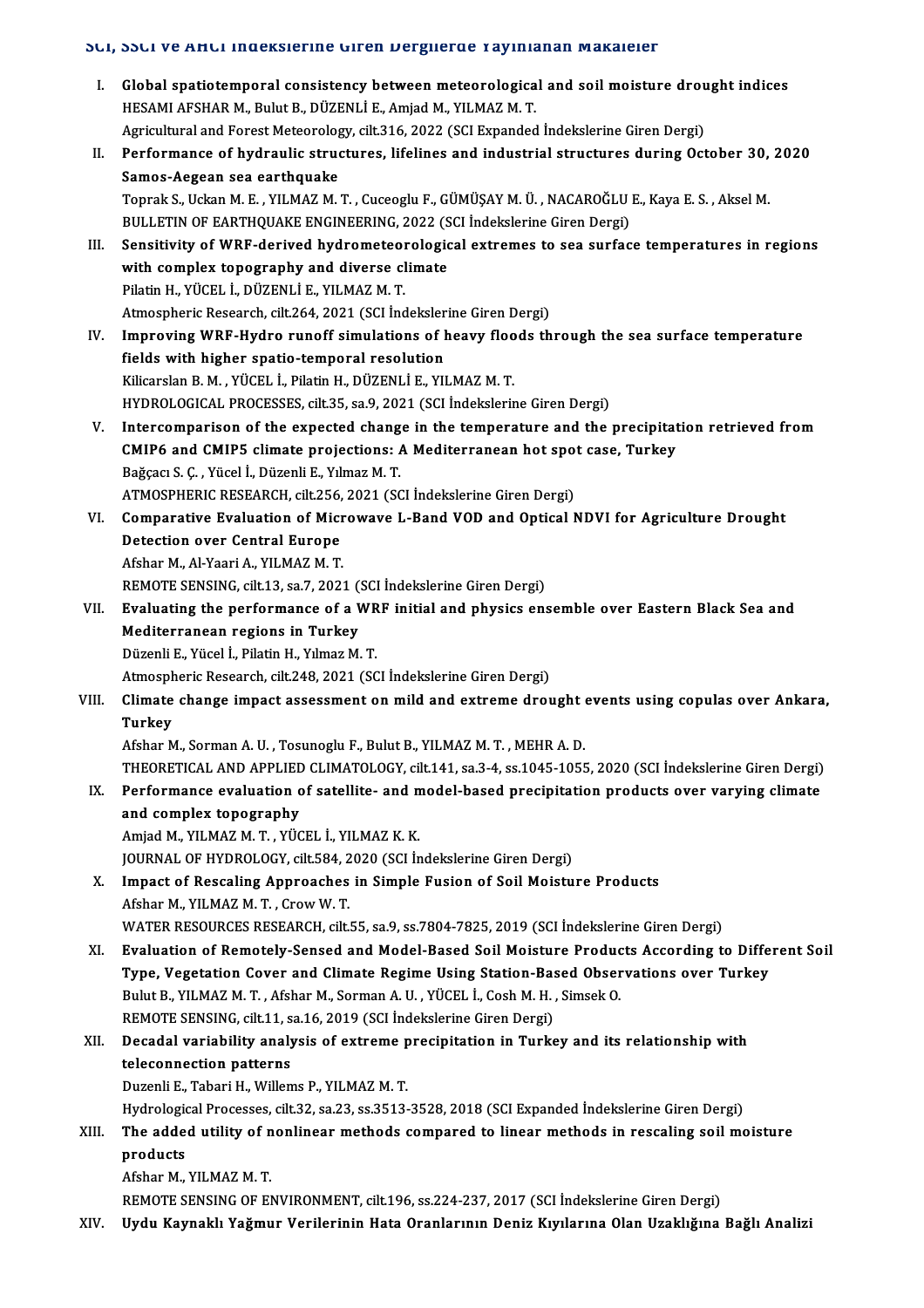## SCI, SSCI ve AHCI İndekslerine Giren Dergilerde Yayınlanan Makaleler

I. **Global spatiotemporal consistency between meteorological and soil moisture drought indices**
HESAMI AFSHAR M., Bulut B., DÜZENLİ E., Amjad M., YILMAZ M. T.
Agricultural and Forest Meteorology, cilt.316, 2022 (SCI Expanded İndekslerine Giren Dergi)

II. **Performance of hydraulic structures, lifelines and industrial structures during October 30, 2020 Samos-Aegean sea earthquake**
Toprak S., Uckan M. E. , YILMAZ M. T. , Cuceoglu F., GÜMÜŞAY M. Ü. , NACAROĞLU E., Kaya E. S. , Aksel M.
BULLETIN OF EARTHQUAKE ENGINEERING, 2022 (SCI İndekslerine Giren Dergi)

III. **Sensitivity of WRF-derived hydrometeorological extremes to sea surface temperatures in regions with complex topography and diverse climate**
Pilatin H., YÜCEL İ., DÜZENLİ E., YILMAZ M. T.
Atmospheric Research, cilt.264, 2021 (SCI İndekslerine Giren Dergi)

IV. **Improving WRF-Hydro runoff simulations of heavy floods through the sea surface temperature fields with higher spatio-temporal resolution**
Kilicarslan B. M. , YÜCEL İ., Pilatin H., DÜZENLİ E., YILMAZ M. T.
HYDROLOGICAL PROCESSES, cilt.35, sa.9, 2021 (SCI İndekslerine Giren Dergi)

V. **Intercomparison of the expected change in the temperature and the precipitation retrieved from CMIP6 and CMIP5 climate projections: A Mediterranean hot spot case, Turkey**
Bağçacı S. Ç. , Yücel İ., Düzenli E., Yılmaz M. T.
ATMOSPHERIC RESEARCH, cilt.256, 2021 (SCI İndekslerine Giren Dergi)

VI. **Comparative Evaluation of Microwave L-Band VOD and Optical NDVI for Agriculture Drought Detection over Central Europe**
Afshar M., Al-Yaari A., YILMAZ M. T.
REMOTE SENSING, cilt.13, sa.7, 2021 (SCI İndekslerine Giren Dergi)

VII. **Evaluating the performance of a WRF initial and physics ensemble over Eastern Black Sea and Mediterranean regions in Turkey**
Düzenli E., Yücel İ., Pilatin H., Yılmaz M. T.
Atmospheric Research, cilt.248, 2021 (SCI İndekslerine Giren Dergi)

VIII. **Climate change impact assessment on mild and extreme drought events using copulas over Ankara, Turkey**
Afshar M., Sorman A. U. , Tosunoglu F., Bulut B., YILMAZ M. T. , MEHR A. D.
THEORETICAL AND APPLIED CLIMATOLOGY, cilt.141, sa.3-4, ss.1045-1055, 2020 (SCI İndekslerine Giren Dergi)

IX. **Performance evaluation of satellite- and model-based precipitation products over varying climate and complex topography**
Amjad M., YILMAZ M. T. , YÜCEL İ., YILMAZ K. K.
JOURNAL OF HYDROLOGY, cilt.584, 2020 (SCI İndekslerine Giren Dergi)

X. **Impact of Rescaling Approaches in Simple Fusion of Soil Moisture Products**
Afshar M., YILMAZ M. T. , Crow W. T.
WATER RESOURCES RESEARCH, cilt.55, sa.9, ss.7804-7825, 2019 (SCI İndekslerine Giren Dergi)

XI. **Evaluation of Remotely-Sensed and Model-Based Soil Moisture Products According to Different Soil Type, Vegetation Cover and Climate Regime Using Station-Based Observations over Turkey**
Bulut B., YILMAZ M. T. , Afshar M., Sorman A. U. , YÜCEL İ., Cosh M. H. , Simsek O.
REMOTE SENSING, cilt.11, sa.16, 2019 (SCI İndekslerine Giren Dergi)

XII. **Decadal variability analysis of extreme precipitation in Turkey and its relationship with teleconnection patterns**
Duzenli E., Tabari H., Willems P., YILMAZ M. T.
Hydrological Processes, cilt.32, sa.23, ss.3513-3528, 2018 (SCI Expanded İndekslerine Giren Dergi)

XIII. **The added utility of nonlinear methods compared to linear methods in rescaling soil moisture products**
Afshar M., YILMAZ M. T.
REMOTE SENSING OF ENVIRONMENT, cilt.196, ss.224-237, 2017 (SCI İndekslerine Giren Dergi)

XIV. **Uydu Kaynaklı Yağmur Verilerinin Hata Oranlarının Deniz Kıyılarına Olan Uzaklığına Bağlı Analizi**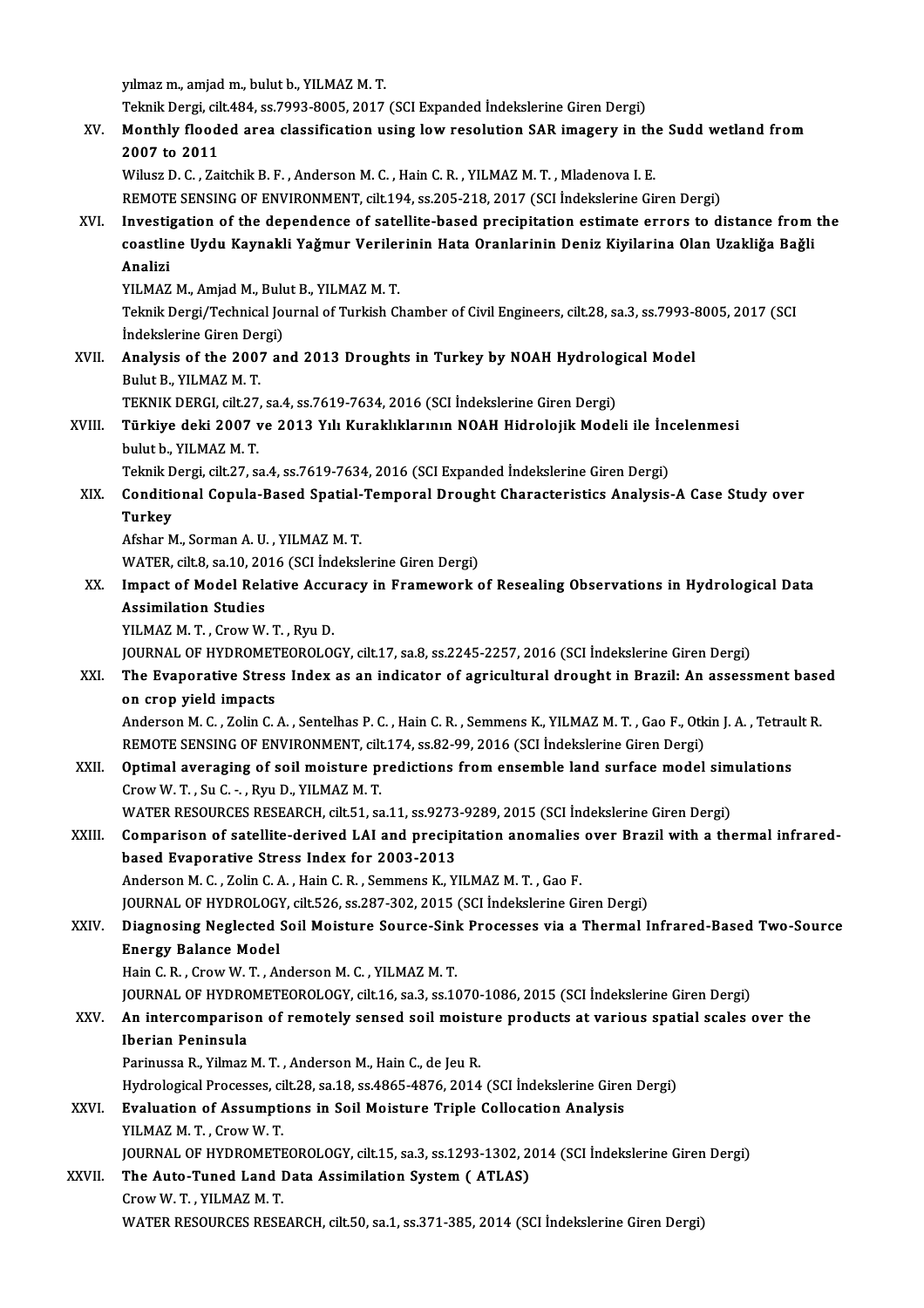yılmaz m., amjad m., bulut b., YILMAZ M. T.

Teknik Dergi, cilt.484, ss.7993-8005, 2017 (SCI Expanded İndekslerine Giren Dergi)

XV. **Monthly flooded area classification using low resolution SAR imagery in the Sudd wetland from 2007 to 2011**

Wilusz D. C. , Zaitchik B. F. , Anderson M. C. , Hain C. R. , YILMAZ M. T. , Mladenova I. E.

REMOTE SENSING OF ENVIRONMENT, cilt.194, ss.205-218, 2017 (SCI İndekslerine Giren Dergi)

XVI. **Investigation of the dependence of satellite-based precipitation estimate errors to distance from the coastline Uydu Kaynakli Yağmur Verilerinin Hata Oranlarinin Deniz Kiyilarina Olan Uzakliğa Bağli Analizi**

YILMAZ M., Amjad M., Bulut B., YILMAZ M. T.

Teknik Dergi/Technical Journal of Turkish Chamber of Civil Engineers, cilt.28, sa.3, ss.7993-8005, 2017 (SCI İndekslerine Giren Dergi)

XVII. **Analysis of the 2007 and 2013 Droughts in Turkey by NOAH Hydrological Model**

Bulut B., YILMAZ M. T.

TEKNIK DERGI, cilt.27, sa.4, ss.7619-7634, 2016 (SCI İndekslerine Giren Dergi)

XVIII. **Türkiye deki 2007 ve 2013 Yılı Kuraklıklarının NOAH Hidrolojik Modeli ile İncelenmesi**

bulut b., YILMAZ M. T.

Teknik Dergi, cilt.27, sa.4, ss.7619-7634, 2016 (SCI Expanded İndekslerine Giren Dergi)

XIX. **Conditional Copula-Based Spatial-Temporal Drought Characteristics Analysis-A Case Study over Turkey**

Afshar M., Sorman A. U. , YILMAZ M. T.

WATER, cilt.8, sa.10, 2016 (SCI İndekslerine Giren Dergi)

XX. **Impact of Model Relative Accuracy in Framework of Resealing Observations in Hydrological Data Assimilation Studies**

YILMAZ M. T. , Crow W. T. , Ryu D.

JOURNAL OF HYDROMETEOROLOGY, cilt.17, sa.8, ss.2245-2257, 2016 (SCI İndekslerine Giren Dergi)

XXI. **The Evaporative Stress Index as an indicator of agricultural drought in Brazil: An assessment based on crop yield impacts**

Anderson M. C. , Zolin C. A. , Sentelhas P. C. , Hain C. R. , Semmens K., YILMAZ M. T. , Gao F., Otkin J. A. , Tetrault R.

REMOTE SENSING OF ENVIRONMENT, cilt.174, ss.82-99, 2016 (SCI İndekslerine Giren Dergi)

XXII. **Optimal averaging of soil moisture predictions from ensemble land surface model simulations**

Crow W. T. , Su C. -. , Ryu D., YILMAZ M. T.

WATER RESOURCES RESEARCH, cilt.51, sa.11, ss.9273-9289, 2015 (SCI İndekslerine Giren Dergi)

XXIII. **Comparison of satellite-derived LAI and precipitation anomalies over Brazil with a thermal infrared-based Evaporative Stress Index for 2003-2013**

Anderson M. C. , Zolin C. A. , Hain C. R. , Semmens K., YILMAZ M. T. , Gao F.

JOURNAL OF HYDROLOGY, cilt.526, ss.287-302, 2015 (SCI İndekslerine Giren Dergi)

XXIV. **Diagnosing Neglected Soil Moisture Source-Sink Processes via a Thermal Infrared-Based Two-Source Energy Balance Model**

Hain C. R. , Crow W. T. , Anderson M. C. , YILMAZ M. T.

JOURNAL OF HYDROMETEOROLOGY, cilt.16, sa.3, ss.1070-1086, 2015 (SCI İndekslerine Giren Dergi)

XXV. **An intercomparison of remotely sensed soil moisture products at various spatial scales over the Iberian Peninsula**

Parinussa R., Yilmaz M. T. , Anderson M., Hain C., de Jeu R.

Hydrological Processes, cilt.28, sa.18, ss.4865-4876, 2014 (SCI İndekslerine Giren Dergi)

XXVI. **Evaluation of Assumptions in Soil Moisture Triple Collocation Analysis**

YILMAZ M. T. , Crow W. T.

JOURNAL OF HYDROMETEOROLOGY, cilt.15, sa.3, ss.1293-1302, 2014 (SCI İndekslerine Giren Dergi)

XXVII. **The Auto-Tuned Land Data Assimilation System ( ATLAS)**

Crow W. T. , YILMAZ M. T.

WATER RESOURCES RESEARCH, cilt.50, sa.1, ss.371-385, 2014 (SCI İndekslerine Giren Dergi)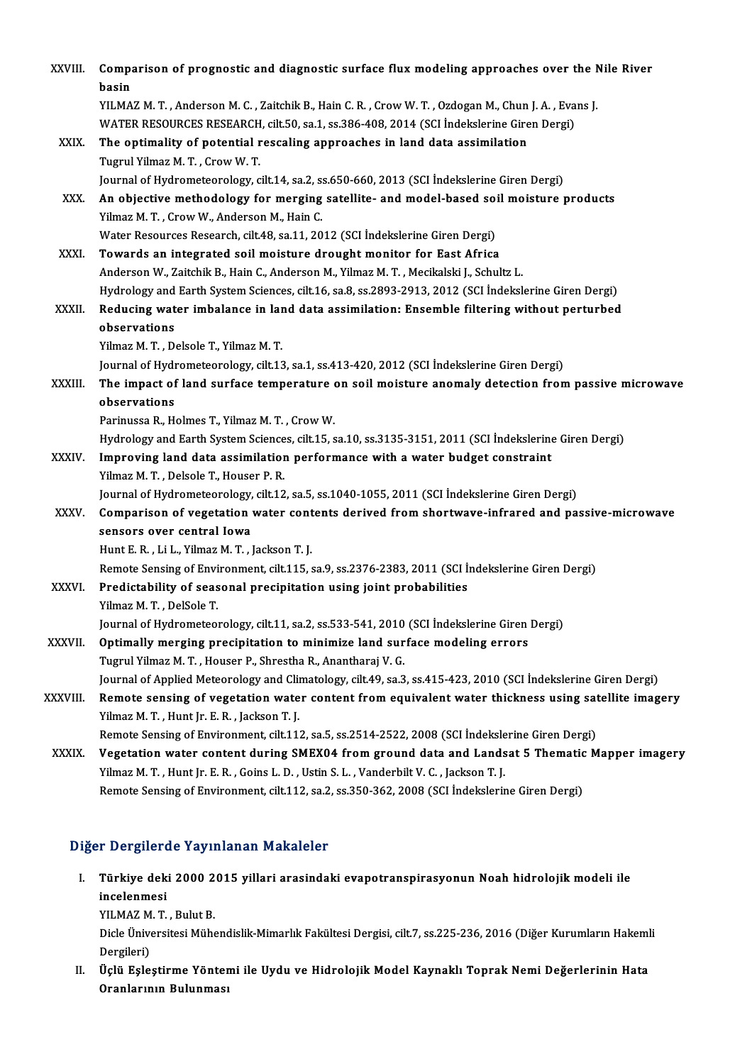XXVIII. **Comparison of prognostic and diagnostic surface flux modeling approaches over the Nile River basin**
YILMAZ M. T. , Anderson M. C. , Zaitchik B., Hain C. R. , Crow W. T. , Ozdogan M., Chun J. A. , Evans J.
WATER RESOURCES RESEARCH, cilt.50, sa.1, ss.386-408, 2014 (SCI İndekslerine Giren Dergi)

XXIX. **The optimality of potential rescaling approaches in land data assimilation**
Tugrul Yilmaz M. T. , Crow W. T.
Journal of Hydrometeorology, cilt.14, sa.2, ss.650-660, 2013 (SCI İndekslerine Giren Dergi)

XXX. **An objective methodology for merging satellite- and model-based soil moisture products**
Yilmaz M. T. , Crow W., Anderson M., Hain C.
Water Resources Research, cilt.48, sa.11, 2012 (SCI İndekslerine Giren Dergi)

XXXI. **Towards an integrated soil moisture drought monitor for East Africa**
Anderson W., Zaitchik B., Hain C., Anderson M., Yilmaz M. T. , Mecikalski J., Schultz L.
Hydrology and Earth System Sciences, cilt.16, sa.8, ss.2893-2913, 2012 (SCI İndekslerine Giren Dergi)

XXXII. **Reducing water imbalance in land data assimilation: Ensemble filtering without perturbed observations**
Yilmaz M. T. , Delsole T., Yilmaz M. T.
Journal of Hydrometeorology, cilt.13, sa.1, ss.413-420, 2012 (SCI İndekslerine Giren Dergi)

XXXIII. **The impact of land surface temperature on soil moisture anomaly detection from passive microwave observations**
Parinussa R., Holmes T., Yilmaz M. T. , Crow W.
Hydrology and Earth System Sciences, cilt.15, sa.10, ss.3135-3151, 2011 (SCI İndekslerine Giren Dergi)

XXXIV. **Improving land data assimilation performance with a water budget constraint**
Yilmaz M. T. , Delsole T., Houser P. R.
Journal of Hydrometeorology, cilt.12, sa.5, ss.1040-1055, 2011 (SCI İndekslerine Giren Dergi)

XXXV. **Comparison of vegetation water contents derived from shortwave-infrared and passive-microwave sensors over central Iowa**
Hunt E. R. , Li L., Yilmaz M. T. , Jackson T. J.
Remote Sensing of Environment, cilt.115, sa.9, ss.2376-2383, 2011 (SCI İndekslerine Giren Dergi)

XXXVI. **Predictability of seasonal precipitation using joint probabilities**
Yilmaz M. T. , DelSole T.
Journal of Hydrometeorology, cilt.11, sa.2, ss.533-541, 2010 (SCI İndekslerine Giren Dergi)

XXXVII. **Optimally merging precipitation to minimize land surface modeling errors**
Tugrul Yilmaz M. T. , Houser P., Shrestha R., Anantharaj V. G.
Journal of Applied Meteorology and Climatology, cilt.49, sa.3, ss.415-423, 2010 (SCI İndekslerine Giren Dergi)

XXXVIII. **Remote sensing of vegetation water content from equivalent water thickness using satellite imagery**
Yilmaz M. T. , Hunt Jr. E. R. , Jackson T. J.
Remote Sensing of Environment, cilt.112, sa.5, ss.2514-2522, 2008 (SCI İndekslerine Giren Dergi)

XXXIX. **Vegetation water content during SMEX04 from ground data and Landsat 5 Thematic Mapper imagery**
Yilmaz M. T. , Hunt Jr. E. R. , Goins L. D. , Ustin S. L. , Vanderbilt V. C. , Jackson T. J.
Remote Sensing of Environment, cilt.112, sa.2, ss.350-362, 2008 (SCI İndekslerine Giren Dergi)

## Diğer Dergilerde Yayınlanan Makaleler

I. **Türkiye deki 2000 2015 yillari arasindaki evapotranspirasyonun Noah hidrolojik modeli ile incelenmesi**
YILMAZ M. T. , Bulut B.
Dicle Üniversitesi Mühendislik-Mimarlık Fakültesi Dergisi, cilt.7, ss.225-236, 2016 (Diğer Kurumların Hakemli Dergileri)

II. **Üçlü Eşleştirme Yöntemi ile Uydu ve Hidrolojik Model Kaynaklı Toprak Nemi Değerlerinin Hata Oranlarının Bulunması**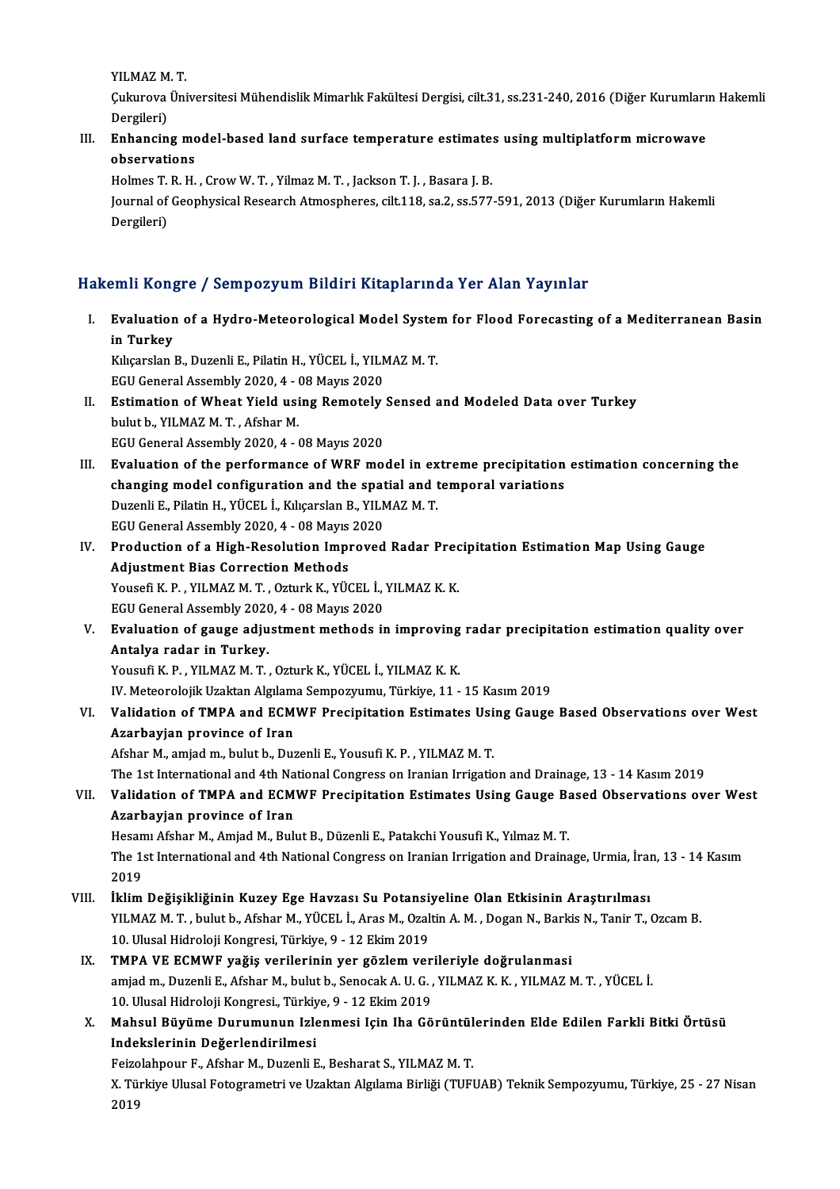YILMAZ M. T.

Çukurova Üniversitesi Mühendislik Mimarlık Fakültesi Dergisi, cilt.31, ss.231-240, 2016 (Diğer Kurumların Hakemli Dergileri)

III. **Enhancing model-based land surface temperature estimates using multiplatform microwave observations**
Holmes T. R. H. , Crow W. T. , Yilmaz M. T. , Jackson T. J. , Basara J. B.
Journal of Geophysical Research Atmospheres, cilt.118, sa.2, ss.577-591, 2013 (Diğer Kurumların Hakemli Dergileri)

## Hakemli Kongre / Sempozyum Bildiri Kitaplarında Yer Alan Yayınlar

I. **Evaluation of a Hydro-Meteorological Model System for Flood Forecasting of a Mediterranean Basin in Turkey**
Kılıçarslan B., Duzenli E., Pilatin H., YÜCEL İ., YILMAZ M. T.
EGU General Assembly 2020, 4 - 08 Mayıs 2020

II. **Estimation of Wheat Yield using Remotely Sensed and Modeled Data over Turkey**
bulut b., YILMAZ M. T. , Afshar M.
EGU General Assembly 2020, 4 - 08 Mayıs 2020

III. **Evaluation of the performance of WRF model in extreme precipitation estimation concerning the changing model configuration and the spatial and temporal variations**
Duzenli E., Pilatin H., YÜCEL İ., Kılıçarslan B., YILMAZ M. T.
EGU General Assembly 2020, 4 - 08 Mayıs 2020

IV. **Production of a High-Resolution Improved Radar Precipitation Estimation Map Using Gauge Adjustment Bias Correction Methods**
Yousefi K. P. , YILMAZ M. T. , Ozturk K., YÜCEL İ., YILMAZ K. K.
EGU General Assembly 2020, 4 - 08 Mayıs 2020

V. **Evaluation of gauge adjustment methods in improving radar precipitation estimation quality over Antalya radar in Turkey.**
Yousufi K. P. , YILMAZ M. T. , Ozturk K., YÜCEL İ., YILMAZ K. K.
IV. Meteorolojik Uzaktan Algılama Sempozyumu, Türkiye, 11 - 15 Kasım 2019

VI. **Validation of TMPA and ECMWF Precipitation Estimates Using Gauge Based Observations over West Azarbayjan province of Iran**
Afshar M., amjad m., bulut b., Duzenli E., Yousufi K. P. , YILMAZ M. T.
The 1st International and 4th National Congress on Iranian Irrigation and Drainage, 13 - 14 Kasım 2019

VII. **Validation of TMPA and ECMWF Precipitation Estimates Using Gauge Based Observations over West Azarbayjan province of Iran**
Hesamı Afshar M., Amjad M., Bulut B., Düzenli E., Patakchi Yousufi K., Yılmaz M. T.
The 1st International and 4th National Congress on Iranian Irrigation and Drainage, Urmia, İran, 13 - 14 Kasım 2019

VIII. **İklim Değişikliğinin Kuzey Ege Havzası Su Potansiyeline Olan Etkisinin Araştırılması**
YILMAZ M. T. , bulut b., Afshar M., YÜCEL İ., Aras M., Ozaltin A. M. , Dogan N., Barkis N., Tanir T., Ozcam B.
10. Ulusal Hidroloji Kongresi, Türkiye, 9 - 12 Ekim 2019

IX. **TMPA VE ECMWF yağiş verilerinin yer gözlem verileriyle doğrulanmasi**
amjad m., Duzenli E., Afshar M., bulut b., Senocak A. U. G. , YILMAZ K. K. , YILMAZ M. T. , YÜCEL İ.
10. Ulusal Hidroloji Kongresi., Türkiye, 9 - 12 Ekim 2019

X. **Mahsul Büyüme Durumunun Izlenmesi Için Iha Görüntülerinden Elde Edilen Farkli Bitki Örtüsü Indekslerinin Değerlendirilmesi**
Feizolahpour F., Afshar M., Duzenli E., Besharat S., YILMAZ M. T.
X. Türkiye Ulusal Fotogrametri ve Uzaktan Algılama Birliği (TUFUAB) Teknik Sempozyumu, Türkiye, 25 - 27 Nisan 2019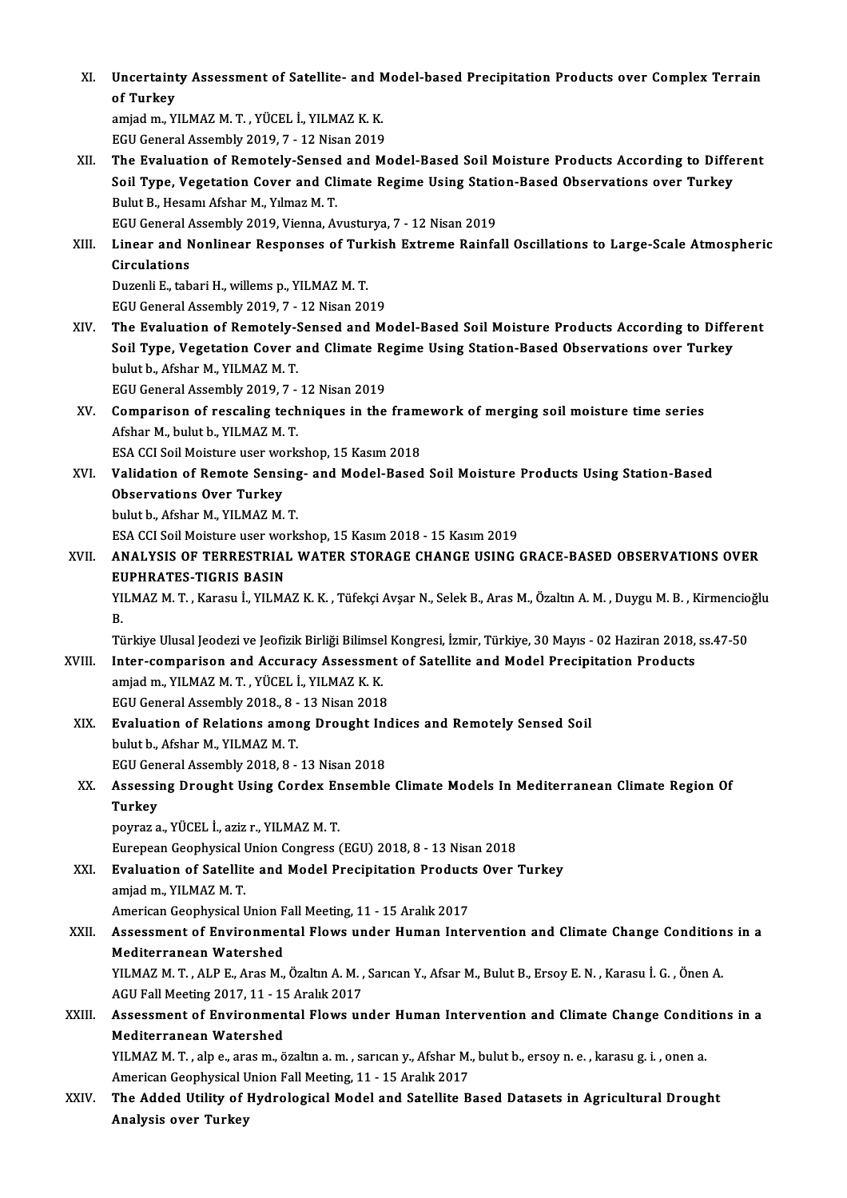XI. **Uncertainty Assessment of Satellite- and Model-based Precipitation Products over Complex Terrain of Turkey**
amjad m., YILMAZ M. T. , YÜCEL İ., YILMAZ K. K.
EGU General Assembly 2019, 7 - 12 Nisan 2019

XII. **The Evaluation of Remotely-Sensed and Model-Based Soil Moisture Products According to Different Soil Type, Vegetation Cover and Climate Regime Using Station-Based Observations over Turkey**
Bulut B., Hesamı Afshar M., Yılmaz M. T.
EGU General Assembly 2019, Vienna, Avusturya, 7 - 12 Nisan 2019

XIII. **Linear and Nonlinear Responses of Turkish Extreme Rainfall Oscillations to Large-Scale Atmospheric Circulations**
Duzenli E., tabari H., willems p., YILMAZ M. T.
EGU General Assembly 2019, 7 - 12 Nisan 2019

XIV. **The Evaluation of Remotely-Sensed and Model-Based Soil Moisture Products According to Different Soil Type, Vegetation Cover and Climate Regime Using Station-Based Observations over Turkey**
bulut b., Afshar M., YILMAZ M. T.
EGU General Assembly 2019, 7 - 12 Nisan 2019

XV. **Comparison of rescaling techniques in the framework of merging soil moisture time series**
Afshar M., bulut b., YILMAZ M. T.
ESA CCI Soil Moisture user workshop, 15 Kasım 2018

XVI. **Validation of Remote Sensing- and Model-Based Soil Moisture Products Using Station-Based Observations Over Turkey**
bulut b., Afshar M., YILMAZ M. T.
ESA CCI Soil Moisture user workshop, 15 Kasım 2018 - 15 Kasım 2019

XVII. **ANALYSIS OF TERRESTRIAL WATER STORAGE CHANGE USING GRACE-BASED OBSERVATIONS OVER EUPHRATES-TIGRIS BASIN**
YILMAZ M. T. , Karasu İ., YILMAZ K. K. , Tüfekçi Avşar N., Selek B., Aras M., Özaltın A. M. , Duygu M. B. , Kirmencioğlu B.
Türkiye Ulusal Jeodezi ve Jeofizik Birliği Bilimsel Kongresi, İzmir, Türkiye, 30 Mayıs - 02 Haziran 2018, ss.47-50

XVIII. **Inter-comparison and Accuracy Assessment of Satellite and Model Precipitation Products**
amjad m., YILMAZ M. T. , YÜCEL İ., YILMAZ K. K.
EGU General Assembly 2018., 8 - 13 Nisan 2018

XIX. **Evaluation of Relations among Drought Indices and Remotely Sensed Soil**
bulut b., Afshar M., YILMAZ M. T.
EGU General Assembly 2018, 8 - 13 Nisan 2018

XX. **Assessing Drought Using Cordex Ensemble Climate Models In Mediterranean Climate Region Of Turkey**
poyraz a., YÜCEL İ., aziz r., YILMAZ M. T.
Eurepean Geophysical Union Congress (EGU) 2018, 8 - 13 Nisan 2018

XXI. **Evaluation of Satellite and Model Precipitation Products Over Turkey**
amjad m., YILMAZ M. T.
American Geophysical Union Fall Meeting, 11 - 15 Aralık 2017

XXII. **Assessment of Environmental Flows under Human Intervention and Climate Change Conditions in a Mediterranean Watershed**
YILMAZ M. T. , ALP E., Aras M., Özaltın A. M. , Sarıcan Y., Afsar M., Bulut B., Ersoy E. N. , Karasu İ. G. , Önen A.
AGU Fall Meeting 2017, 11 - 15 Aralık 2017

XXIII. **Assessment of Environmental Flows under Human Intervention and Climate Change Conditions in a Mediterranean Watershed**
YILMAZ M. T. , alp e., aras m., özaltın a. m. , sarıcan y., Afshar M., bulut b., ersoy n. e. , karasu g. i. , onen a.
American Geophysical Union Fall Meeting, 11 - 15 Aralık 2017

XXIV. **The Added Utility of Hydrological Model and Satellite Based Datasets in Agricultural Drought Analysis over Turkey**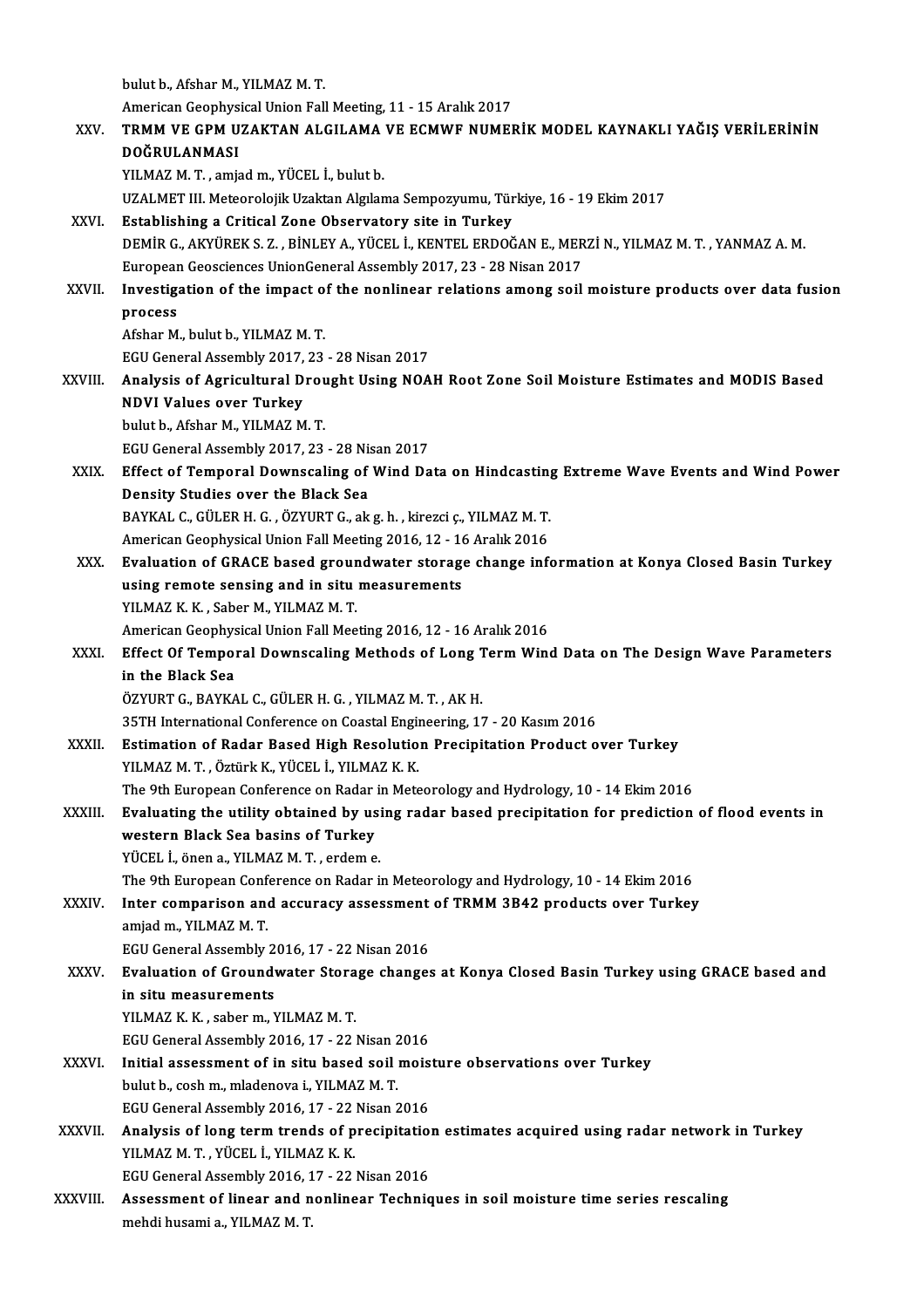bulut b., Afshar M., YILMAZ M. T.
American Geophysical Union Fall Meeting, 11 - 15 Aralık 2017

XXV. **TRMM VE GPM UZAKTAN ALGILAMA VE ECMWF NUMERİK MODEL KAYNAKLI YAĞIŞ VERİLERİNİN DOĞRULANMASI**
YILMAZ M. T. , amjad m., YÜCEL İ., bulut b.
UZALMET III. Meteorolojik Uzaktan Algılama Sempozyumu, Türkiye, 16 - 19 Ekim 2017

XXVI. **Establishing a Critical Zone Observatory site in Turkey**
DEMİR G., AKYÜREK S. Z. , BİNLEY A., YÜCEL İ., KENTEL ERDOĞAN E., MERZİ N., YILMAZ M. T. , YANMAZ A. M.
European Geosciences UnionGeneral Assembly 2017, 23 - 28 Nisan 2017

XXVII. **Investigation of the impact of the nonlinear relations among soil moisture products over data fusion process**
Afshar M., bulut b., YILMAZ M. T.
EGU General Assembly 2017, 23 - 28 Nisan 2017

XXVIII. **Analysis of Agricultural Drought Using NOAH Root Zone Soil Moisture Estimates and MODIS Based NDVI Values over Turkey**
bulut b., Afshar M., YILMAZ M. T.
EGU General Assembly 2017, 23 - 28 Nisan 2017

XXIX. **Effect of Temporal Downscaling of Wind Data on Hindcasting Extreme Wave Events and Wind Power Density Studies over the Black Sea**
BAYKAL C., GÜLER H. G. , ÖZYURT G., ak g. h. , kirezci ç., YILMAZ M. T.
American Geophysical Union Fall Meeting 2016, 12 - 16 Aralık 2016

XXX. **Evaluation of GRACE based groundwater storage change information at Konya Closed Basin Turkey using remote sensing and in situ measurements**
YILMAZ K. K. , Saber M., YILMAZ M. T.
American Geophysical Union Fall Meeting 2016, 12 - 16 Aralık 2016

XXXI. **Effect Of Temporal Downscaling Methods of Long Term Wind Data on The Design Wave Parameters in the Black Sea**
ÖZYURT G., BAYKAL C., GÜLER H. G. , YILMAZ M. T. , AK H.
35TH International Conference on Coastal Engineering, 17 - 20 Kasım 2016

XXXII. **Estimation of Radar Based High Resolution Precipitation Product over Turkey**
YILMAZ M. T. , Öztürk K., YÜCEL İ., YILMAZ K. K.
The 9th European Conference on Radar in Meteorology and Hydrology, 10 - 14 Ekim 2016

XXXIII. **Evaluating the utility obtained by using radar based precipitation for prediction of flood events in western Black Sea basins of Turkey**
YÜCEL İ., önen a., YILMAZ M. T. , erdem e.
The 9th European Conference on Radar in Meteorology and Hydrology, 10 - 14 Ekim 2016

XXXIV. **Inter comparison and accuracy assessment of TRMM 3B42 products over Turkey**
amjad m., YILMAZ M. T.
EGU General Assembly 2016, 17 - 22 Nisan 2016

XXXV. **Evaluation of Groundwater Storage changes at Konya Closed Basin Turkey using GRACE based and in situ measurements**
YILMAZ K. K. , saber m., YILMAZ M. T.
EGU General Assembly 2016, 17 - 22 Nisan 2016

XXXVI. **Initial assessment of in situ based soil moisture observations over Turkey**
bulut b., cosh m., mladenova i., YILMAZ M. T.
EGU General Assembly 2016, 17 - 22 Nisan 2016

XXXVII. **Analysis of long term trends of precipitation estimates acquired using radar network in Turkey**
YILMAZ M. T. , YÜCEL İ., YILMAZ K. K.
EGU General Assembly 2016, 17 - 22 Nisan 2016

XXXVIII. **Assessment of linear and nonlinear Techniques in soil moisture time series rescaling**
mehdi husami a., YILMAZ M. T.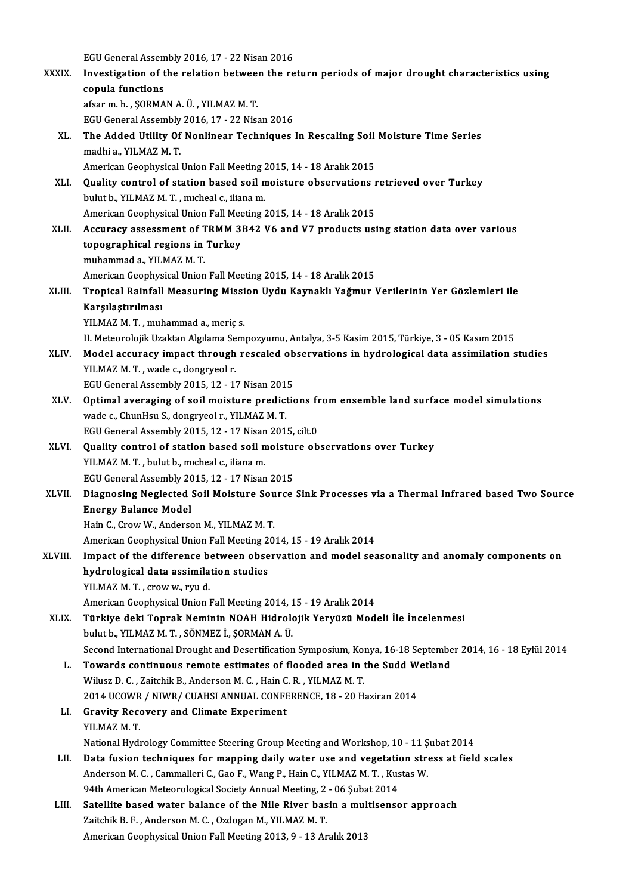EGU General Assembly 2016, 17 - 22 Nisan 2016

XXXIX. **Investigation of the relation between the return periods of major drought characteristics using copula functions**
afsar m. h. , ŞORMAN A. Ü. , YILMAZ M. T.
EGU General Assembly 2016, 17 - 22 Nisan 2016

XL. **The Added Utility Of Nonlinear Techniques In Rescaling Soil Moisture Time Series**
madhi a., YILMAZ M. T.
American Geophysical Union Fall Meeting 2015, 14 - 18 Aralık 2015

XLI. **Quality control of station based soil moisture observations retrieved over Turkey**
bulut b., YILMAZ M. T. , mıcheal c., iliana m.
American Geophysical Union Fall Meeting 2015, 14 - 18 Aralık 2015

XLII. **Accuracy assessment of TRMM 3B42 V6 and V7 products using station data over various topographical regions in Turkey**
muhammad a., YILMAZ M. T.
American Geophysical Union Fall Meeting 2015, 14 - 18 Aralık 2015

XLIII. **Tropical Rainfall Measuring Mission Uydu Kaynaklı Yağmur Verilerinin Yer Gözlemleri ile Karşılaştırılması**
YILMAZ M. T. , muhammad a., meriç s.
II. Meteorolojik Uzaktan Algılama Sempozyumu, Antalya, 3-5 Kasim 2015, Türkiye, 3 - 05 Kasım 2015

XLIV. **Model accuracy impact through rescaled observations in hydrological data assimilation studies**
YILMAZ M. T. , wade c., dongryeol r.
EGU General Assembly 2015, 12 - 17 Nisan 2015

XLV. **Optimal averaging of soil moisture predictions from ensemble land surface model simulations**
wade c., ChunHsu S., dongryeol r., YILMAZ M. T.
EGU General Assembly 2015, 12 - 17 Nisan 2015, cilt.0

XLVI. **Quality control of station based soil moisture observations over Turkey**
YILMAZ M. T. , bulut b., mıcheal c., iliana m.
EGU General Assembly 2015, 12 - 17 Nisan 2015

XLVII. **Diagnosing Neglected Soil Moisture Source Sink Processes via a Thermal Infrared based Two Source Energy Balance Model**
Hain C., Crow W., Anderson M., YILMAZ M. T.
American Geophysical Union Fall Meeting 2014, 15 - 19 Aralık 2014

XLVIII. **Impact of the difference between observation and model seasonality and anomaly components on hydrological data assimilation studies**
YILMAZ M. T. , crow w., ryu d.
American Geophysical Union Fall Meeting 2014, 15 - 19 Aralık 2014

XLIX. **Türkiye deki Toprak Neminin NOAH Hidrolojik Yeryüzü Modeli İle İncelenmesi**
bulut b., YILMAZ M. T. , SÖNMEZ İ., ŞORMAN A. Ü.
Second International Drought and Desertification Symposium, Konya, 16-18 September 2014, 16 - 18 Eylül 2014

L. **Towards continuous remote estimates of flooded area in the Sudd Wetland**
Wilusz D. C. , Zaitchik B., Anderson M. C. , Hain C. R. , YILMAZ M. T.
2014 UCOWR / NIWR/ CUAHSI ANNUAL CONFERENCE, 18 - 20 Haziran 2014

LI. **Gravity Recovery and Climate Experiment**
YILMAZ M. T.
National Hydrology Committee Steering Group Meeting and Workshop, 10 - 11 Şubat 2014

LII. **Data fusion techniques for mapping daily water use and vegetation stress at field scales**
Anderson M. C. , Cammalleri C., Gao F., Wang P., Hain C., YILMAZ M. T. , Kustas W.
94th American Meteorological Society Annual Meeting, 2 - 06 Şubat 2014

LIII. **Satellite based water balance of the Nile River basin a multisensor approach**
Zaitchik B. F. , Anderson M. C. , Ozdogan M., YILMAZ M. T.
American Geophysical Union Fall Meeting 2013, 9 - 13 Aralık 2013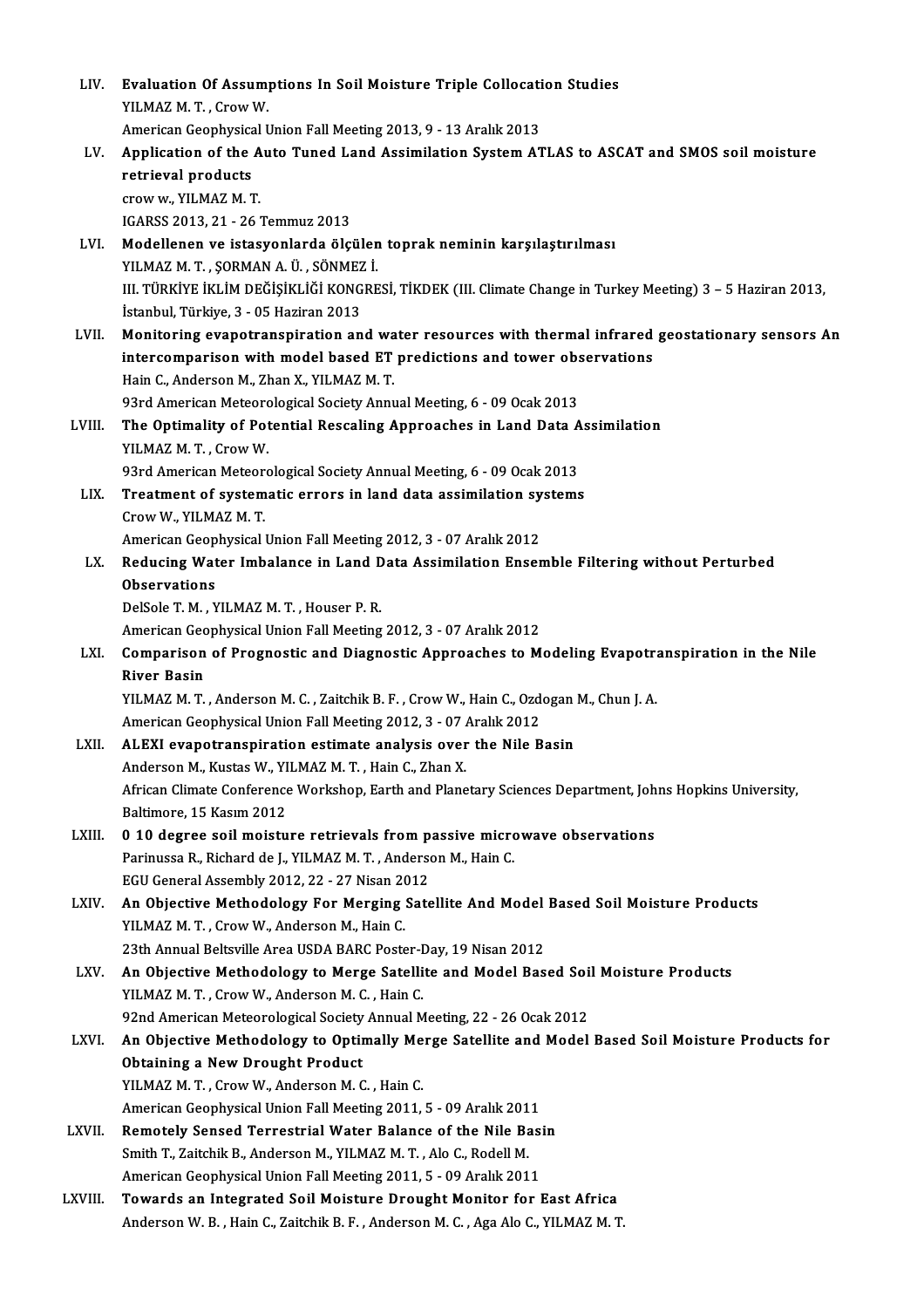LIV. **Evaluation Of Assumptions In Soil Moisture Triple Collocation Studies**
YILMAZ M. T. , Crow W.
American Geophysical Union Fall Meeting 2013, 9 - 13 Aralık 2013

LV. **Application of the Auto Tuned Land Assimilation System ATLAS to ASCAT and SMOS soil moisture retrieval products**
crow w., YILMAZ M. T.
IGARSS 2013, 21 - 26 Temmuz 2013

LVI. **Modellenen ve istasyonlarda ölçülen toprak neminin karşılaştırılması**
YILMAZ M. T. , ŞORMAN A. Ü. , SÖNMEZ İ.
III. TÜRKİYE İKLİM DEĞİŞİKLİĞİ KONGRESİ, TİKDEK (III. Climate Change in Turkey Meeting) 3 – 5 Haziran 2013, İstanbul, Türkiye, 3 - 05 Haziran 2013

LVII. **Monitoring evapotranspiration and water resources with thermal infrared geostationary sensors An intercomparison with model based ET predictions and tower observations**
Hain C., Anderson M., Zhan X., YILMAZ M. T.
93rd American Meteorological Society Annual Meeting, 6 - 09 Ocak 2013

LVIII. **The Optimality of Potential Rescaling Approaches in Land Data Assimilation**
YILMAZ M. T. , Crow W.
93rd American Meteorological Society Annual Meeting, 6 - 09 Ocak 2013

LIX. **Treatment of systematic errors in land data assimilation systems**
Crow W., YILMAZ M. T.
American Geophysical Union Fall Meeting 2012, 3 - 07 Aralık 2012

LX. **Reducing Water Imbalance in Land Data Assimilation Ensemble Filtering without Perturbed Observations**
DelSole T. M. , YILMAZ M. T. , Houser P. R.
American Geophysical Union Fall Meeting 2012, 3 - 07 Aralık 2012

LXI. **Comparison of Prognostic and Diagnostic Approaches to Modeling Evapotranspiration in the Nile River Basin**
YILMAZ M. T. , Anderson M. C. , Zaitchik B. F. , Crow W., Hain C., Ozdogan M., Chun J. A.
American Geophysical Union Fall Meeting 2012, 3 - 07 Aralık 2012

LXII. **ALEXI evapotranspiration estimate analysis over the Nile Basin**
Anderson M., Kustas W., YILMAZ M. T. , Hain C., Zhan X.
African Climate Conference Workshop, Earth and Planetary Sciences Department, Johns Hopkins University, Baltimore, 15 Kasım 2012

LXIII. **0 10 degree soil moisture retrievals from passive microwave observations**
Parinussa R., Richard de J., YILMAZ M. T. , Anderson M., Hain C.
EGU General Assembly 2012, 22 - 27 Nisan 2012

LXIV. **An Objective Methodology For Merging Satellite And Model Based Soil Moisture Products**
YILMAZ M. T. , Crow W., Anderson M., Hain C.
23th Annual Beltsville Area USDA BARC Poster-Day, 19 Nisan 2012

LXV. **An Objective Methodology to Merge Satellite and Model Based Soil Moisture Products**
YILMAZ M. T. , Crow W., Anderson M. C. , Hain C.
92nd American Meteorological Society Annual Meeting, 22 - 26 Ocak 2012

LXVI. **An Objective Methodology to Optimally Merge Satellite and Model Based Soil Moisture Products for Obtaining a New Drought Product**
YILMAZ M. T. , Crow W., Anderson M. C. , Hain C.
American Geophysical Union Fall Meeting 2011, 5 - 09 Aralık 2011

LXVII. **Remotely Sensed Terrestrial Water Balance of the Nile Basin**
Smith T., Zaitchik B., Anderson M., YILMAZ M. T. , Alo C., Rodell M.
American Geophysical Union Fall Meeting 2011, 5 - 09 Aralık 2011

LXVIII. **Towards an Integrated Soil Moisture Drought Monitor for East Africa**
Anderson W. B. , Hain C., Zaitchik B. F. , Anderson M. C. , Aga Alo C., YILMAZ M. T.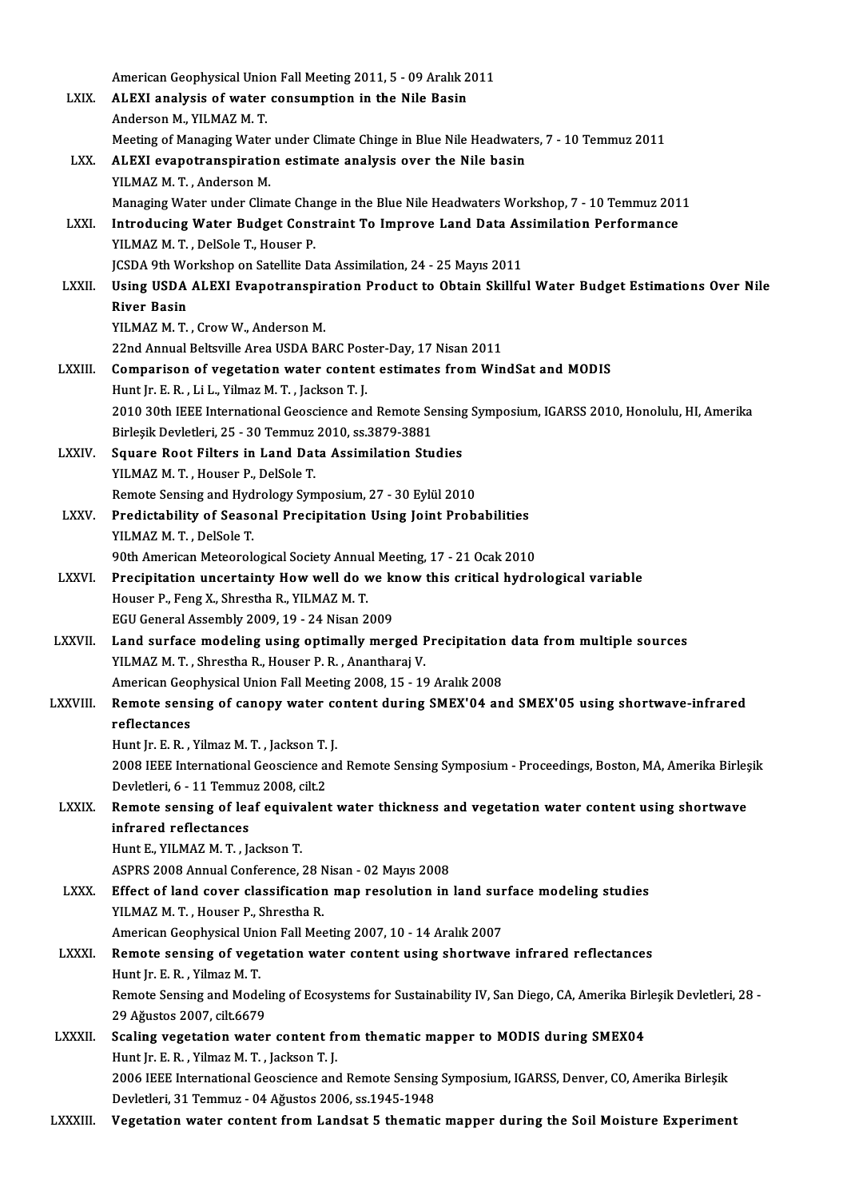American Geophysical Union Fall Meeting 2011, 5 - 09 Aralık 2011

LXIX. **ALEXI analysis of water consumption in the Nile Basin**
Anderson M., YILMAZ M. T.
Meeting of Managing Water under Climate Chinge in Blue Nile Headwaters, 7 - 10 Temmuz 2011

LXX. **ALEXI evapotranspiration estimate analysis over the Nile basin**
YILMAZ M. T. , Anderson M.
Managing Water under Climate Change in the Blue Nile Headwaters Workshop, 7 - 10 Temmuz 2011

LXXI. **Introducing Water Budget Constraint To Improve Land Data Assimilation Performance**
YILMAZ M. T. , DelSole T., Houser P.
JCSDA 9th Workshop on Satellite Data Assimilation, 24 - 25 Mayıs 2011

LXXII. **Using USDA ALEXI Evapotranspiration Product to Obtain Skillful Water Budget Estimations Over Nile River Basin**
YILMAZ M. T. , Crow W., Anderson M.
22nd Annual Beltsville Area USDA BARC Poster-Day, 17 Nisan 2011

LXXIII. **Comparison of vegetation water content estimates from WindSat and MODIS**
Hunt Jr. E. R. , Li L., Yilmaz M. T. , Jackson T. J.
2010 30th IEEE International Geoscience and Remote Sensing Symposium, IGARSS 2010, Honolulu, HI, Amerika Birleşik Devletleri, 25 - 30 Temmuz 2010, ss.3879-3881

LXXIV. **Square Root Filters in Land Data Assimilation Studies**
YILMAZ M. T. , Houser P., DelSole T.
Remote Sensing and Hydrology Symposium, 27 - 30 Eylül 2010

LXXV. **Predictability of Seasonal Precipitation Using Joint Probabilities**
YILMAZ M. T. , DelSole T.
90th American Meteorological Society Annual Meeting, 17 - 21 Ocak 2010

LXXVI. **Precipitation uncertainty How well do we know this critical hydrological variable**
Houser P., Feng X., Shrestha R., YILMAZ M. T.
EGU General Assembly 2009, 19 - 24 Nisan 2009

LXXVII. **Land surface modeling using optimally merged Precipitation data from multiple sources**
YILMAZ M. T. , Shrestha R., Houser P. R. , Anantharaj V.
American Geophysical Union Fall Meeting 2008, 15 - 19 Aralık 2008

LXXVIII. **Remote sensing of canopy water content during SMEX'04 and SMEX'05 using shortwave-infrared reflectances**
Hunt Jr. E. R. , Yilmaz M. T. , Jackson T. J.
2008 IEEE International Geoscience and Remote Sensing Symposium - Proceedings, Boston, MA, Amerika Birleşik Devletleri, 6 - 11 Temmuz 2008, cilt.2

LXXIX. **Remote sensing of leaf equivalent water thickness and vegetation water content using shortwave infrared reflectances**
Hunt E., YILMAZ M. T. , Jackson T.
ASPRS 2008 Annual Conference, 28 Nisan - 02 Mayıs 2008

LXXX. **Effect of land cover classification map resolution in land surface modeling studies**
YILMAZ M. T. , Houser P., Shrestha R.
American Geophysical Union Fall Meeting 2007, 10 - 14 Aralık 2007

LXXXI. **Remote sensing of vegetation water content using shortwave infrared reflectances**
Hunt Jr. E. R. , Yilmaz M. T.
Remote Sensing and Modeling of Ecosystems for Sustainability IV, San Diego, CA, Amerika Birleşik Devletleri, 28 - 29 Ağustos 2007, cilt.6679

LXXXII. **Scaling vegetation water content from thematic mapper to MODIS during SMEX04**
Hunt Jr. E. R. , Yilmaz M. T. , Jackson T. J.
2006 IEEE International Geoscience and Remote Sensing Symposium, IGARSS, Denver, CO, Amerika Birleşik Devletleri, 31 Temmuz - 04 Ağustos 2006, ss.1945-1948

LXXXIII. **Vegetation water content from Landsat 5 thematic mapper during the Soil Moisture Experiment**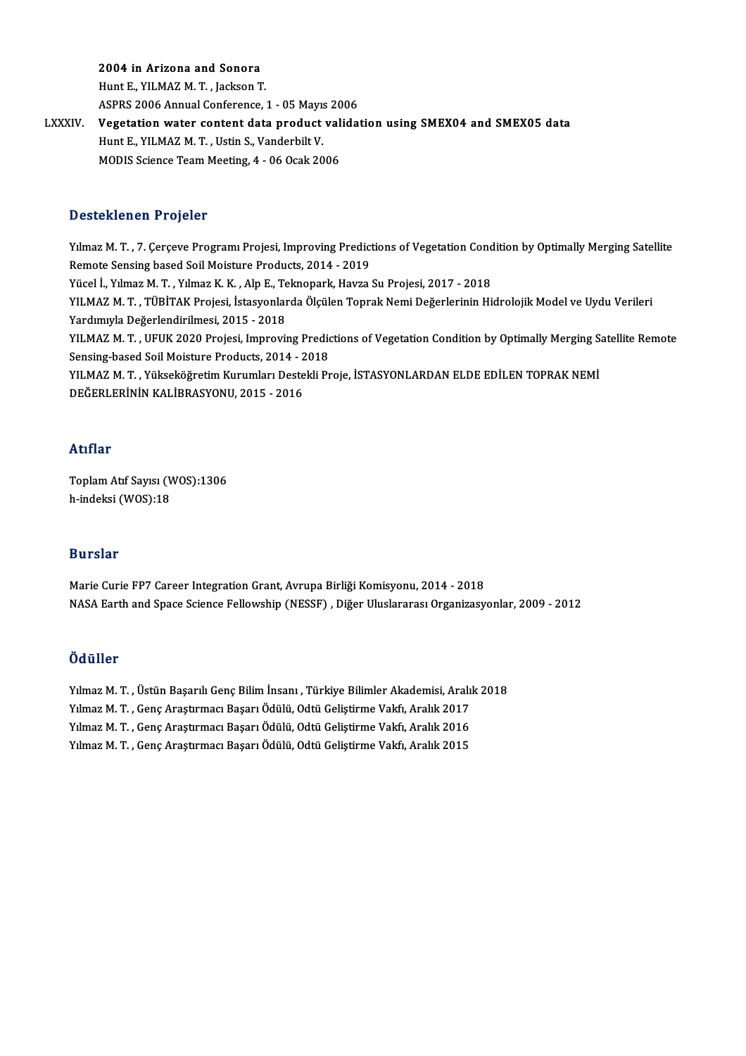2004 in Arizona and Sonora
Hunt E., YILMAZ M. T. , Jackson T.
ASPRS 2006 Annual Conference, 1 - 05 Mayıs 2006

LXXXIV. **Vegetation water content data product validation using SMEX04 and SMEX05 data**
Hunt E., YILMAZ M. T. , Ustin S., Vanderbilt V.
MODIS Science Team Meeting, 4 - 06 Ocak 2006

## Desteklenen Projeler

Yılmaz M. T. , 7. Çerçeve Programı Projesi, Improving Predictions of Vegetation Condition by Optimally Merging Satellite Remote Sensing based Soil Moisture Products, 2014 - 2019

Yücel İ., Yılmaz M. T. , Yılmaz K. K. , Alp E., Teknopark, Havza Su Projesi, 2017 - 2018

YILMAZ M. T. , TÜBİTAK Projesi, İstasyonlarda Ölçülen Toprak Nemi Değerlerinin Hidrolojik Model ve Uydu Verileri Yardımıyla Değerlendirilmesi, 2015 - 2018

YILMAZ M. T. , UFUK 2020 Projesi, Improving Predictions of Vegetation Condition by Optimally Merging Satellite Remote Sensing-based Soil Moisture Products, 2014 - 2018

YILMAZ M. T. , Yükseköğretim Kurumları Destekli Proje, İSTASYONLARDAN ELDE EDİLEN TOPRAK NEMİ DEĞERLERİNİN KALİBRASYONU, 2015 - 2016

## Atıflar

Toplam Atıf Sayısı (WOS):1306
h-indeksi (WOS):18

## Burslar

Marie Curie FP7 Career Integration Grant, Avrupa Birliği Komisyonu, 2014 - 2018
NASA Earth and Space Science Fellowship (NESSF) , Diğer Uluslararası Organizasyonlar, 2009 - 2012

## Ödüller

Yılmaz M. T. , Üstün Başarılı Genç Bilim İnsanı , Türkiye Bilimler Akademisi, Aralık 2018
Yılmaz M. T. , Genç Araştırmacı Başarı Ödülü, Odtü Geliştirme Vakfı, Aralık 2017
Yılmaz M. T. , Genç Araştırmacı Başarı Ödülü, Odtü Geliştirme Vakfı, Aralık 2016
Yılmaz M. T. , Genç Araştırmacı Başarı Ödülü, Odtü Geliştirme Vakfı, Aralık 2015